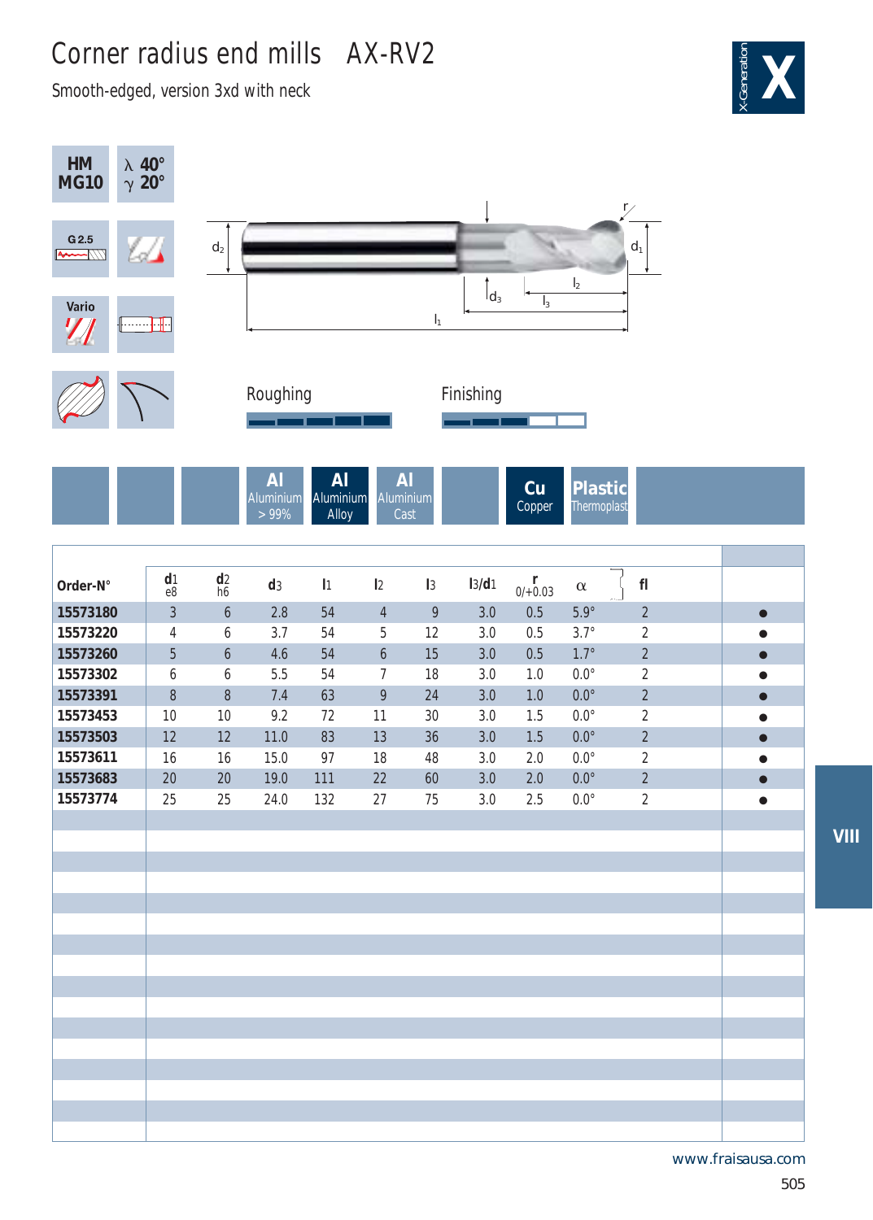# Corner radius end mills AX-RV2

Smooth-edged, version 3xd with neck

X-Generation **X**

**HM MG10**

λ 40°
γ 20°

G 2.5

Vario

Roughing

Finishing

**Al** Aluminium > 99%

**Al** Aluminium Alloy

**Al** Aluminium Cast

**Cu** Copper

**Plastic** Thermoplast

| Order-N° | $d_1$ e8 | $d_2$ h6 | $d_3$ | $l_1$ | $l_2$ | $l_3$ | $l_3/d_1$ | r 0/+0.03 | α | fl | |
|---|---|---|---|---|---|---|---|---|---|---|---|
| **15573180** | 3 | 6 | 2.8 | 54 | 4 | 9 | 3.0 | 0.5 | 5.9° | 2 | ● |
| **15573220** | 4 | 6 | 3.7 | 54 | 5 | 12 | 3.0 | 0.5 | 3.7° | 2 | ● |
| **15573260** | 5 | 6 | 4.6 | 54 | 6 | 15 | 3.0 | 0.5 | 1.7° | 2 | ● |
| **15573302** | 6 | 6 | 5.5 | 54 | 7 | 18 | 3.0 | 1.0 | 0.0° | 2 | ● |
| **15573391** | 8 | 8 | 7.4 | 63 | 9 | 24 | 3.0 | 1.0 | 0.0° | 2 | ● |
| **15573453** | 10 | 10 | 9.2 | 72 | 11 | 30 | 3.0 | 1.5 | 0.0° | 2 | ● |
| **15573503** | 12 | 12 | 11.0 | 83 | 13 | 36 | 3.0 | 1.5 | 0.0° | 2 | ● |
| **15573611** | 16 | 16 | 15.0 | 97 | 18 | 48 | 3.0 | 2.0 | 0.0° | 2 | ● |
| **15573683** | 20 | 20 | 19.0 | 111 | 22 | 60 | 3.0 | 2.0 | 0.0° | 2 | ● |
| **15573774** | 25 | 25 | 24.0 | 132 | 27 | 75 | 3.0 | 2.5 | 0.0° | 2 | ● |

VIII

www.fraisausa.com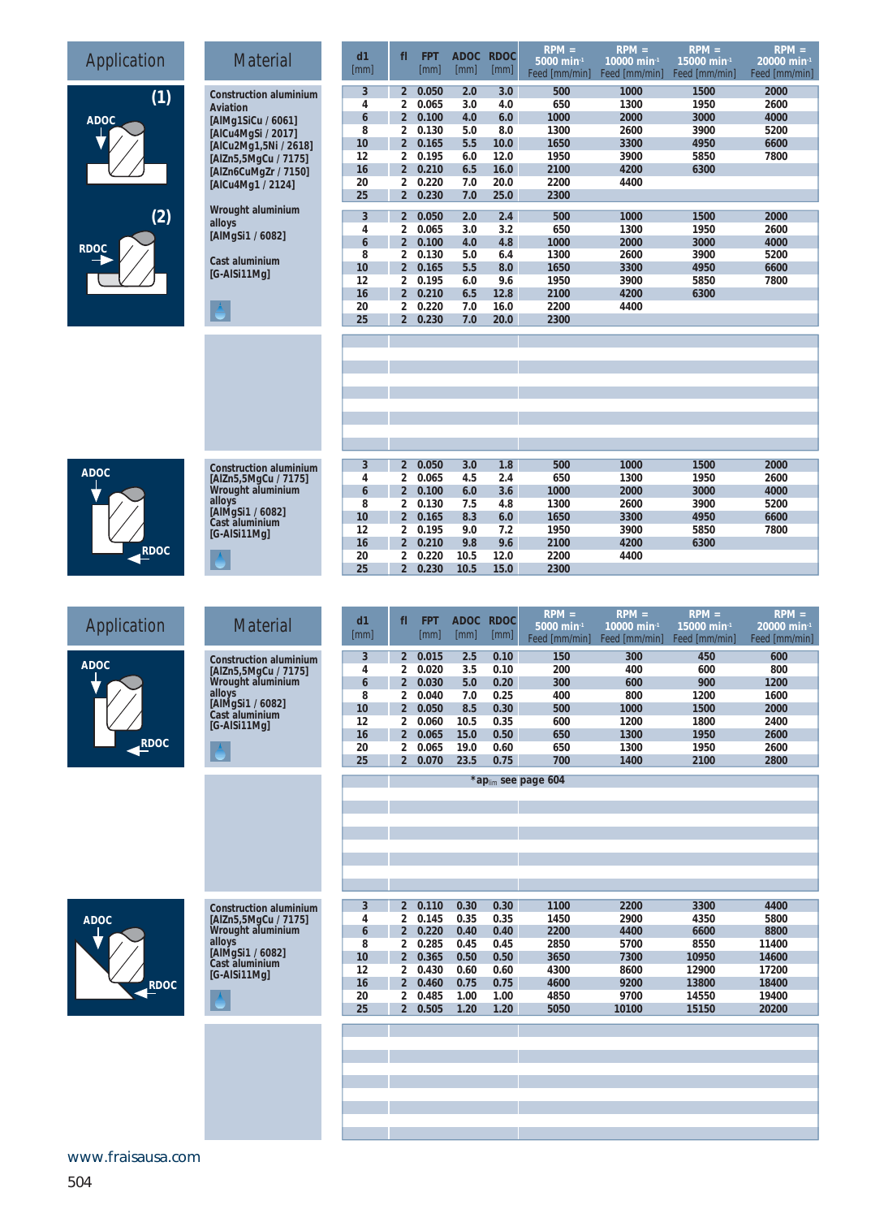| Application | Material | d1 [mm] | fl | FPT [mm] | ADOC [mm] | RDOC [mm] | RPM = 5000 $min^{-1}$ Feed [mm/min] | RPM = 10000 $min^{-1}$ Feed [mm/min] | RPM = 15000 $min^{-1}$ Feed [mm/min] | RPM = 20000 $min^{-1}$ Feed [mm/min] |
|---|---|---|---|---|---|---|---|---|---|---|
| (1) ADOC | Construction aluminium Aviation [AlMg1SiCu / 6061] [AlCu4MgSi / 2017] [AlCu2Mg1,5Ni / 2618] [AlZn5,5MgCu / 7175] [AlZn6CuMgZr / 7150] [AlCu4Mg1 / 2124] | 3 | 2 | 0.050 | 2.0 | 3.0 | 500 | 1000 | 1500 | 2000 |
| | | 4 | 2 | 0.065 | 3.0 | 4.0 | 650 | 1300 | 1950 | 2600 |
| | | 6 | 2 | 0.100 | 4.0 | 6.0 | 1000 | 2000 | 3000 | 4000 |
| | | 8 | 2 | 0.130 | 5.0 | 8.0 | 1300 | 2600 | 3900 | 5200 |
| | | 10 | 2 | 0.165 | 5.5 | 10.0 | 1650 | 3300 | 4950 | 6600 |
| | | 12 | 2 | 0.195 | 6.0 | 12.0 | 1950 | 3900 | 5850 | 7800 |
| | | 16 | 2 | 0.210 | 6.5 | 16.0 | 2100 | 4200 | 6300 | |
| | | 20 | 2 | 0.220 | 7.0 | 20.0 | 2200 | 4400 | | |
| | | 25 | 2 | 0.230 | 7.0 | 25.0 | 2300 | | | |
| (2) RDOC | Wrought aluminium alloys [AlMgSi1 / 6082] Cast aluminium [G-AlSi11Mg] | 3 | 2 | 0.050 | 2.0 | 2.4 | 500 | 1000 | 1500 | 2000 |
| | | 4 | 2 | 0.065 | 3.0 | 3.2 | 650 | 1300 | 1950 | 2600 |
| | | 6 | 2 | 0.100 | 4.0 | 4.8 | 1000 | 2000 | 3000 | 4000 |
| | | 8 | 2 | 0.130 | 5.0 | 6.4 | 1300 | 2600 | 3900 | 5200 |
| | | 10 | 2 | 0.165 | 5.5 | 8.0 | 1650 | 3300 | 4950 | 6600 |
| | | 12 | 2 | 0.195 | 6.0 | 9.6 | 1950 | 3900 | 5850 | 7800 |
| | | 16 | 2 | 0.210 | 6.5 | 12.8 | 2100 | 4200 | 6300 | |
| | | 20 | 2 | 0.220 | 7.0 | 16.0 | 2200 | 4400 | | |
| | | 25 | 2 | 0.230 | 7.0 | 20.0 | 2300 | | | |
| ADOC / RDOC | Construction aluminium [AlZn5,5MgCu / 7175] Wrought aluminium alloys [AlMgSi1 / 6082] Cast aluminium [G-AlSi11Mg] | 3 | 2 | 0.050 | 3.0 | 1.8 | 500 | 1000 | 1500 | 2000 |
| | | 4 | 2 | 0.065 | 4.5 | 2.4 | 650 | 1300 | 1950 | 2600 |
| | | 6 | 2 | 0.100 | 6.0 | 3.6 | 1000 | 2000 | 3000 | 4000 |
| | | 8 | 2 | 0.130 | 7.5 | 4.8 | 1300 | 2600 | 3900 | 5200 |
| | | 10 | 2 | 0.165 | 8.3 | 6.0 | 1650 | 3300 | 4950 | 6600 |
| | | 12 | 2 | 0.195 | 9.0 | 7.2 | 1950 | 3900 | 5850 | 7800 |
| | | 16 | 2 | 0.210 | 9.8 | 9.6 | 2100 | 4200 | 6300 | |
| | | 20 | 2 | 0.220 | 10.5 | 12.0 | 2200 | 4400 | | |
| | | 25 | 2 | 0.230 | 10.5 | 15.0 | 2300 | | | |

| Application | Material | d1 [mm] | fl | FPT [mm] | ADOC [mm] | RDOC [mm] | RPM = 5000 $min^{-1}$ Feed [mm/min] | RPM = 10000 $min^{-1}$ Feed [mm/min] | RPM = 15000 $min^{-1}$ Feed [mm/min] | RPM = 20000 $min^{-1}$ Feed [mm/min] |
|---|---|---|---|---|---|---|---|---|---|---|
| ADOC / RDOC | Construction aluminium [AlZn5,5MgCu / 7175] Wrought aluminium alloys [AlMgSi1 / 6082] Cast aluminium [G-AlSi11Mg] | 3 | 2 | 0.015 | 2.5 | 0.10 | 150 | 300 | 450 | 600 |
| | | 4 | 2 | 0.020 | 3.5 | 0.10 | 200 | 400 | 600 | 800 |
| | | 6 | 2 | 0.030 | 5.0 | 0.20 | 300 | 600 | 900 | 1200 |
| | | 8 | 2 | 0.040 | 7.0 | 0.25 | 400 | 800 | 1200 | 1600 |
| | | 10 | 2 | 0.050 | 8.5 | 0.30 | 500 | 1000 | 1500 | 2000 |
| | | 12 | 2 | 0.060 | 10.5 | 0.35 | 600 | 1200 | 1800 | 2400 |
| | | 16 | 2 | 0.065 | 15.0 | 0.50 | 650 | 1300 | 1950 | 2600 |
| | | 20 | 2 | 0.065 | 19.0 | 0.60 | 650 | 1300 | 1950 | 2600 |
| | | 25 | 2 | 0.070 | 23.5 | 0.75 | 700 | 1400 | 2100 | 2800 |
| | | | | | | | *$ap_{lim}$ see page 604 | | | |
| ADOC / RDOC | Construction aluminium [AlZn5,5MgCu / 7175] Wrought aluminium alloys [AlMgSi1 / 6082] Cast aluminium [G-AlSi11Mg] | 3 | 2 | 0.110 | 0.30 | 0.30 | 1100 | 2200 | 3300 | 4400 |
| | | 4 | 2 | 0.145 | 0.35 | 0.35 | 1450 | 2900 | 4350 | 5800 |
| | | 6 | 2 | 0.220 | 0.40 | 0.40 | 2200 | 4400 | 6600 | 8800 |
| | | 8 | 2 | 0.285 | 0.45 | 0.45 | 2850 | 5700 | 8550 | 11400 |
| | | 10 | 2 | 0.365 | 0.50 | 0.50 | 3650 | 7300 | 10950 | 14600 |
| | | 12 | 2 | 0.430 | 0.60 | 0.60 | 4300 | 8600 | 12900 | 17200 |
| | | 16 | 2 | 0.460 | 0.75 | 0.75 | 4600 | 9200 | 13800 | 18400 |
| | | 20 | 2 | 0.485 | 1.00 | 1.00 | 4850 | 9700 | 14550 | 19400 |
| | | 25 | 2 | 0.505 | 1.20 | 1.20 | 5050 | 10100 | 15150 | 20200 |

www.fraisausa.com